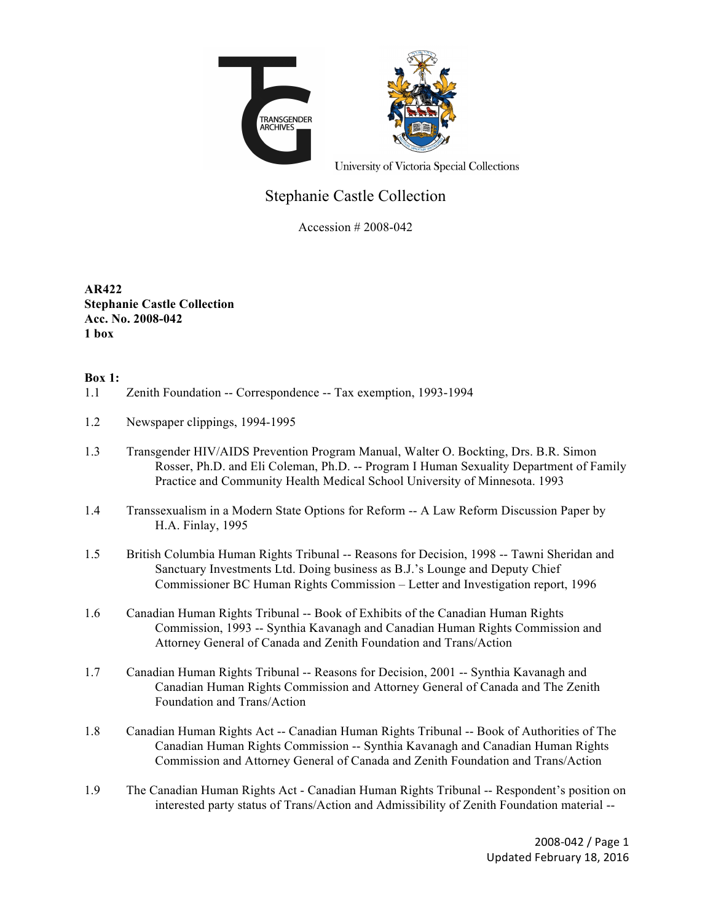TRANSGENDER ARCHIVES

University of Victoria Special Collections

# Stephanie Castle Collection

Accession # 2008-042

**AR422**
**Stephanie Castle Collection**
**Acc. No. 2008-042**
**1 box**

**Box 1:**

1.1 Zenith Foundation -- Correspondence -- Tax exemption, 1993-1994

1.2 Newspaper clippings, 1994-1995

1.3 Transgender HIV/AIDS Prevention Program Manual, Walter O. Bockting, Drs. B.R. Simon Rosser, Ph.D. and Eli Coleman, Ph.D. -- Program I Human Sexuality Department of Family Practice and Community Health Medical School University of Minnesota. 1993

1.4 Transsexualism in a Modern State Options for Reform -- A Law Reform Discussion Paper by H.A. Finlay, 1995

1.5 British Columbia Human Rights Tribunal -- Reasons for Decision, 1998 -- Tawni Sheridan and Sanctuary Investments Ltd. Doing business as B.J.'s Lounge and Deputy Chief Commissioner BC Human Rights Commission – Letter and Investigation report, 1996

1.6 Canadian Human Rights Tribunal -- Book of Exhibits of the Canadian Human Rights Commission, 1993 -- Synthia Kavanagh and Canadian Human Rights Commission and Attorney General of Canada and Zenith Foundation and Trans/Action

1.7 Canadian Human Rights Tribunal -- Reasons for Decision, 2001 -- Synthia Kavanagh and Canadian Human Rights Commission and Attorney General of Canada and The Zenith Foundation and Trans/Action

1.8 Canadian Human Rights Act -- Canadian Human Rights Tribunal -- Book of Authorities of The Canadian Human Rights Commission -- Synthia Kavanagh and Canadian Human Rights Commission and Attorney General of Canada and Zenith Foundation and Trans/Action

1.9 The Canadian Human Rights Act - Canadian Human Rights Tribunal -- Respondent's position on interested party status of Trans/Action and Admissibility of Zenith Foundation material --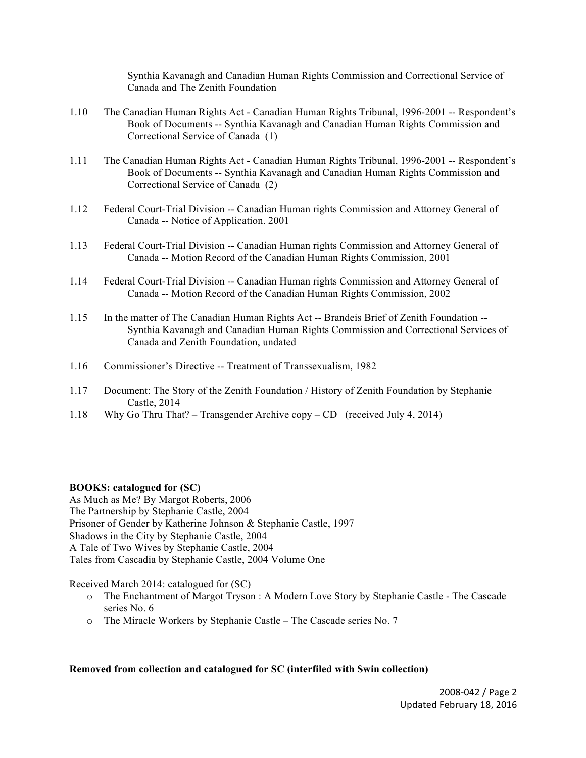Synthia Kavanagh and Canadian Human Rights Commission and Correctional Service of Canada and The Zenith Foundation

1.10 The Canadian Human Rights Act - Canadian Human Rights Tribunal, 1996-2001 -- Respondent's Book of Documents -- Synthia Kavanagh and Canadian Human Rights Commission and Correctional Service of Canada (1)

1.11 The Canadian Human Rights Act - Canadian Human Rights Tribunal, 1996-2001 -- Respondent's Book of Documents -- Synthia Kavanagh and Canadian Human Rights Commission and Correctional Service of Canada (2)

1.12 Federal Court-Trial Division -- Canadian Human rights Commission and Attorney General of Canada -- Notice of Application. 2001

1.13 Federal Court-Trial Division -- Canadian Human rights Commission and Attorney General of Canada -- Motion Record of the Canadian Human Rights Commission, 2001

1.14 Federal Court-Trial Division -- Canadian Human rights Commission and Attorney General of Canada -- Motion Record of the Canadian Human Rights Commission, 2002

1.15 In the matter of The Canadian Human Rights Act -- Brandeis Brief of Zenith Foundation -- Synthia Kavanagh and Canadian Human Rights Commission and Correctional Services of Canada and Zenith Foundation, undated

1.16 Commissioner's Directive -- Treatment of Transsexualism, 1982

1.17 Document: The Story of the Zenith Foundation / History of Zenith Foundation by Stephanie Castle, 2014

1.18 Why Go Thru That? – Transgender Archive copy – CD (received July 4, 2014)

**BOOKS: catalogued for (SC)**

As Much as Me? By Margot Roberts, 2006
The Partnership by Stephanie Castle, 2004
Prisoner of Gender by Katherine Johnson & Stephanie Castle, 1997
Shadows in the City by Stephanie Castle, 2004
A Tale of Two Wives by Stephanie Castle, 2004
Tales from Cascadia by Stephanie Castle, 2004 Volume One

Received March 2014: catalogued for (SC)

- The Enchantment of Margot Tryson : A Modern Love Story by Stephanie Castle - The Cascade series No. 6
- The Miracle Workers by Stephanie Castle – The Cascade series No. 7

**Removed from collection and catalogued for SC (interfiled with Swin collection)**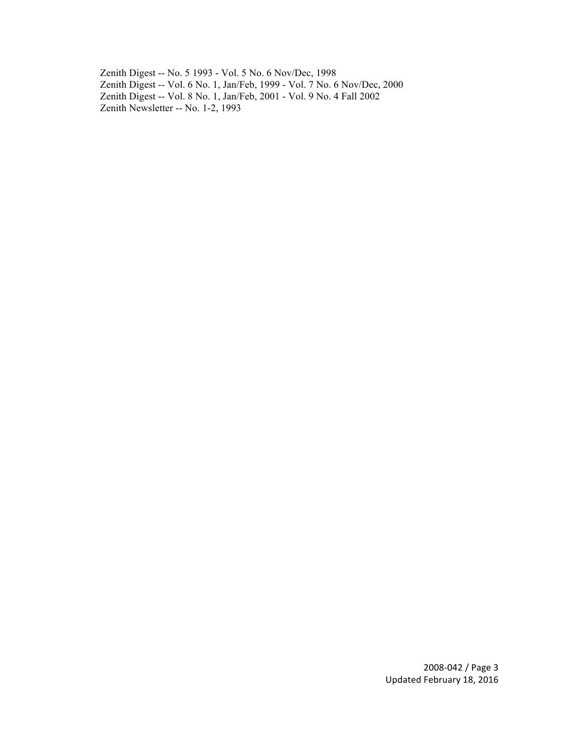Zenith Digest -- No. 5 1993 - Vol. 5 No. 6 Nov/Dec, 1998
Zenith Digest -- Vol. 6 No. 1, Jan/Feb, 1999 - Vol. 7 No. 6 Nov/Dec, 2000
Zenith Digest -- Vol. 8 No. 1, Jan/Feb, 2001 - Vol. 9 No. 4 Fall 2002
Zenith Newsletter -- No. 1-2, 1993